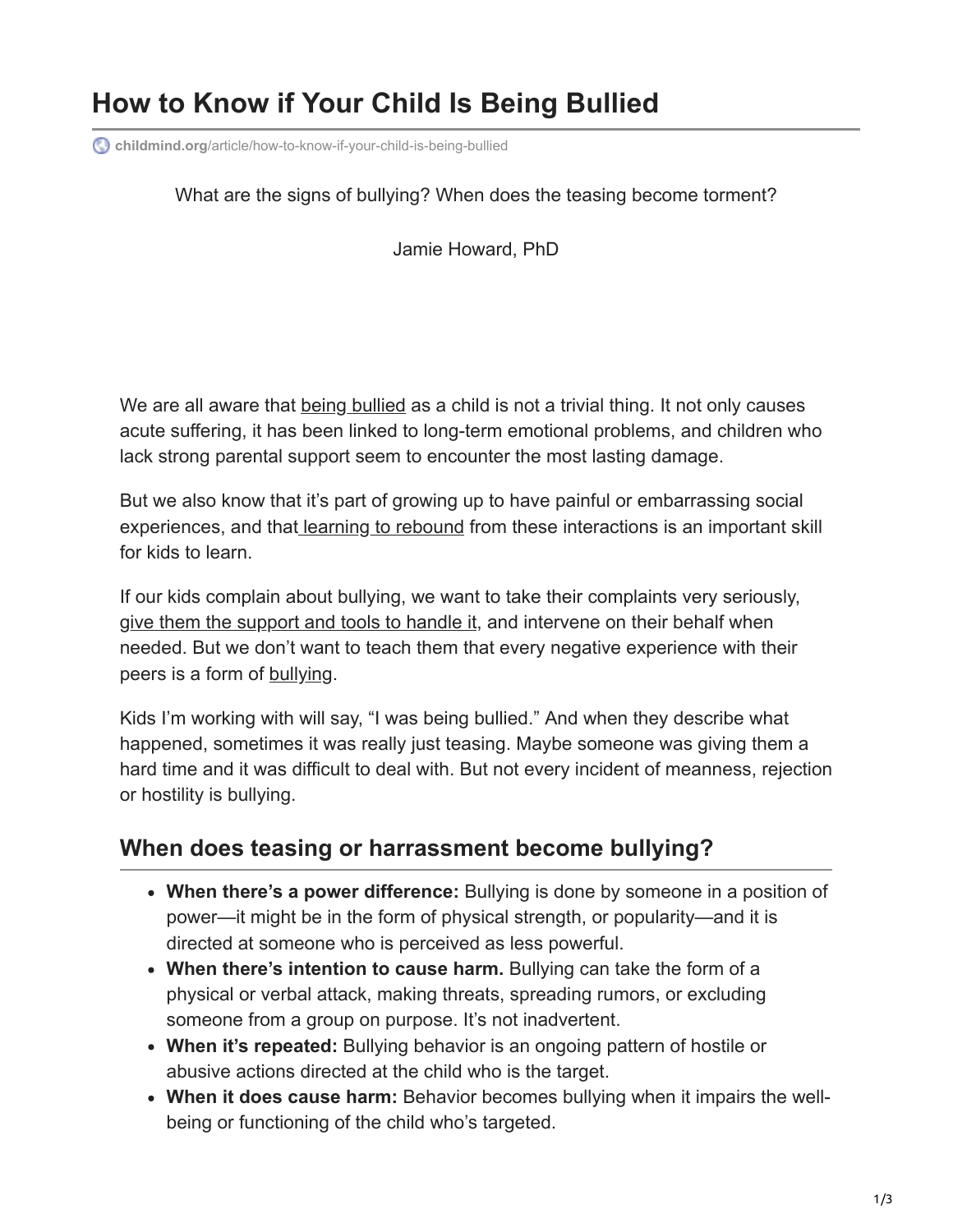# How to Know if Your Child Is Being Bullied

childmind.org/article/how-to-know-if-your-child-is-being-bullied

What are the signs of bullying? When does the teasing become torment?

Jamie Howard, PhD

We are all aware that being bullied as a child is not a trivial thing. It not only causes acute suffering, it has been linked to long-term emotional problems, and children who lack strong parental support seem to encounter the most lasting damage.

But we also know that it's part of growing up to have painful or embarrassing social experiences, and that learning to rebound from these interactions is an important skill for kids to learn.

If our kids complain about bullying, we want to take their complaints very seriously, give them the support and tools to handle it, and intervene on their behalf when needed. But we don't want to teach them that every negative experience with their peers is a form of bullying.

Kids I'm working with will say, "I was being bullied." And when they describe what happened, sometimes it was really just teasing. Maybe someone was giving them a hard time and it was difficult to deal with. But not every incident of meanness, rejection or hostility is bullying.

## When does teasing or harrassment become bullying?

- **When there's a power difference:** Bullying is done by someone in a position of power—it might be in the form of physical strength, or popularity—and it is directed at someone who is perceived as less powerful.
- **When there's intention to cause harm.** Bullying can take the form of a physical or verbal attack, making threats, spreading rumors, or excluding someone from a group on purpose. It's not inadvertent.
- **When it's repeated:** Bullying behavior is an ongoing pattern of hostile or abusive actions directed at the child who is the target.
- **When it does cause harm:** Behavior becomes bullying when it impairs the well-being or functioning of the child who's targeted.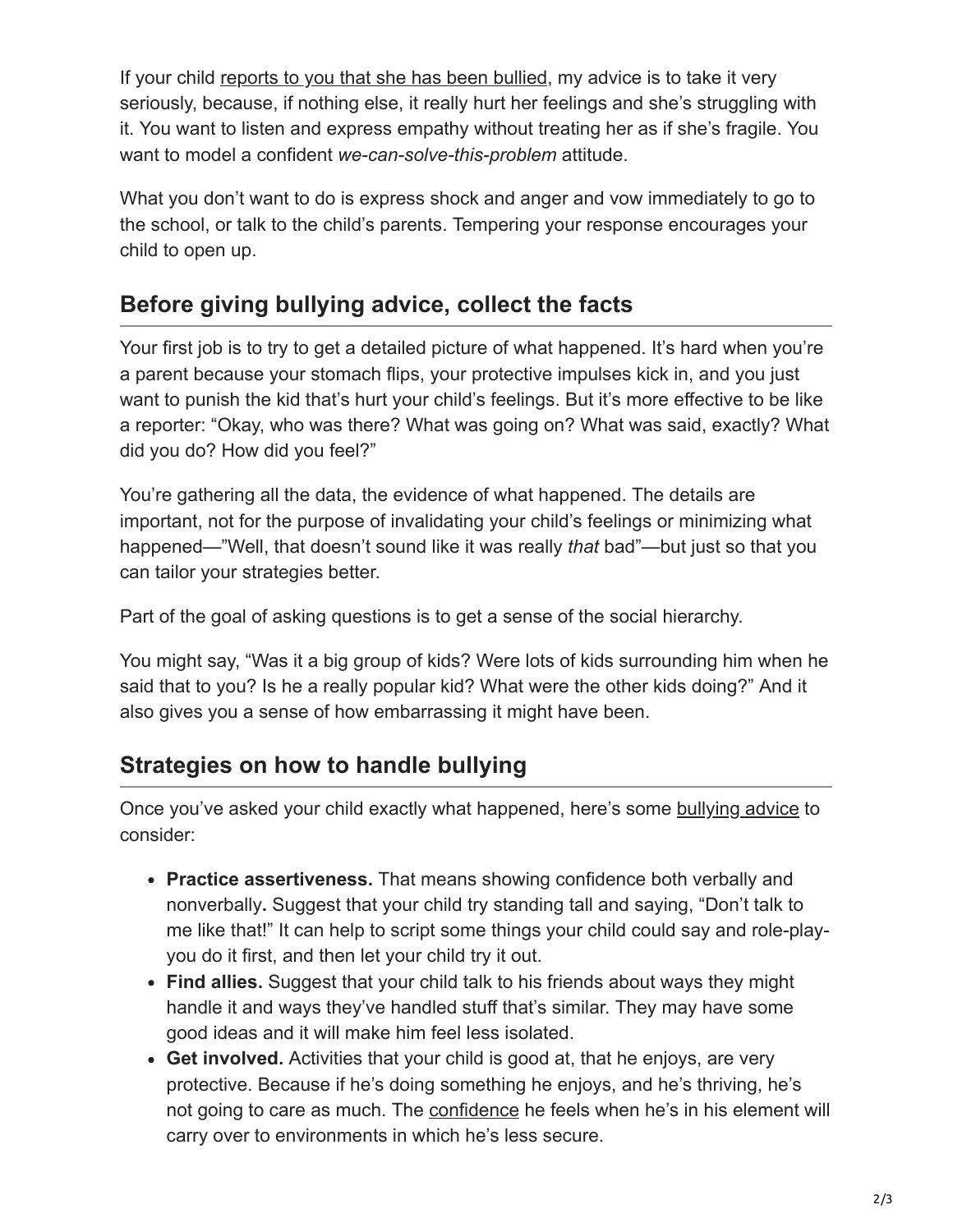If your child reports to you that she has been bullied, my advice is to take it very seriously, because, if nothing else, it really hurt her feelings and she's struggling with it. You want to listen and express empathy without treating her as if she's fragile. You want to model a confident *we-can-solve-this-problem* attitude.

What you don't want to do is express shock and anger and vow immediately to go to the school, or talk to the child's parents. Tempering your response encourages your child to open up.

## Before giving bullying advice, collect the facts

Your first job is to try to get a detailed picture of what happened. It's hard when you're a parent because your stomach flips, your protective impulses kick in, and you just want to punish the kid that's hurt your child's feelings. But it's more effective to be like a reporter: "Okay, who was there? What was going on? What was said, exactly? What did you do? How did you feel?"

You're gathering all the data, the evidence of what happened. The details are important, not for the purpose of invalidating your child's feelings or minimizing what happened—"Well, that doesn't sound like it was really *that* bad"—but just so that you can tailor your strategies better.

Part of the goal of asking questions is to get a sense of the social hierarchy.

You might say, "Was it a big group of kids? Were lots of kids surrounding him when he said that to you? Is he a really popular kid? What were the other kids doing?" And it also gives you a sense of how embarrassing it might have been.

## Strategies on how to handle bullying

Once you've asked your child exactly what happened, here's some bullying advice to consider:

- **Practice assertiveness.** That means showing confidence both verbally and nonverbally**.** Suggest that your child try standing tall and saying, "Don't talk to me like that!" It can help to script some things your child could say and role-play-you do it first, and then let your child try it out.
- **Find allies.** Suggest that your child talk to his friends about ways they might handle it and ways they've handled stuff that's similar. They may have some good ideas and it will make him feel less isolated.
- **Get involved.** Activities that your child is good at, that he enjoys, are very protective. Because if he's doing something he enjoys, and he's thriving, he's not going to care as much. The confidence he feels when he's in his element will carry over to environments in which he's less secure.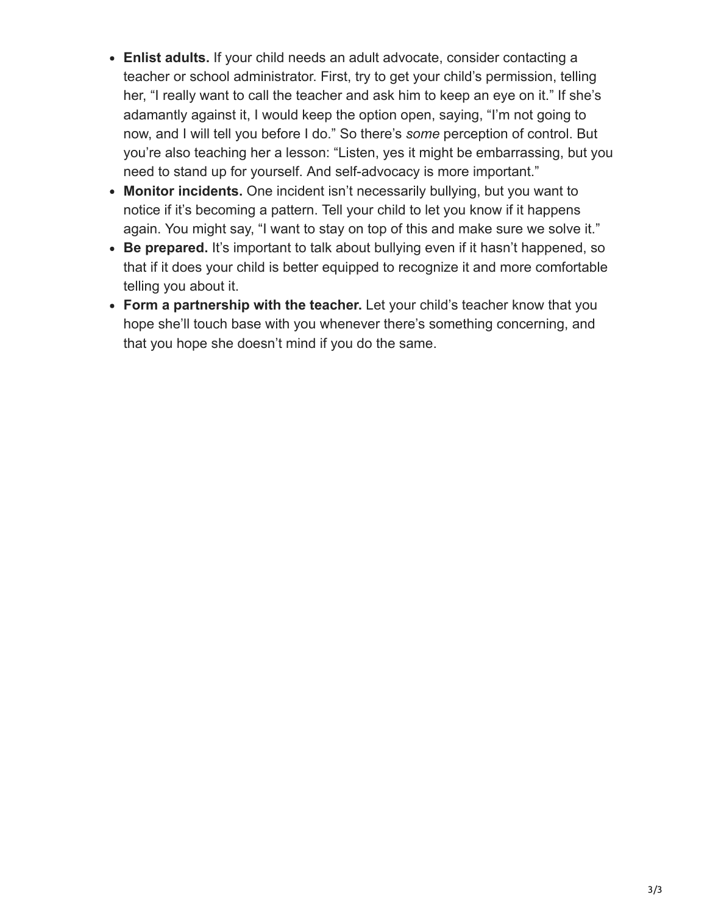- **Enlist adults.** If your child needs an adult advocate, consider contacting a teacher or school administrator. First, try to get your child's permission, telling her, "I really want to call the teacher and ask him to keep an eye on it." If she's adamantly against it, I would keep the option open, saying, "I'm not going to now, and I will tell you before I do." So there's *some* perception of control. But you're also teaching her a lesson: "Listen, yes it might be embarrassing, but you need to stand up for yourself. And self-advocacy is more important."
- **Monitor incidents.** One incident isn't necessarily bullying, but you want to notice if it's becoming a pattern. Tell your child to let you know if it happens again. You might say, "I want to stay on top of this and make sure we solve it."
- **Be prepared.** It's important to talk about bullying even if it hasn't happened, so that if it does your child is better equipped to recognize it and more comfortable telling you about it.
- **Form a partnership with the teacher.** Let your child's teacher know that you hope she'll touch base with you whenever there's something concerning, and that you hope she doesn't mind if you do the same.